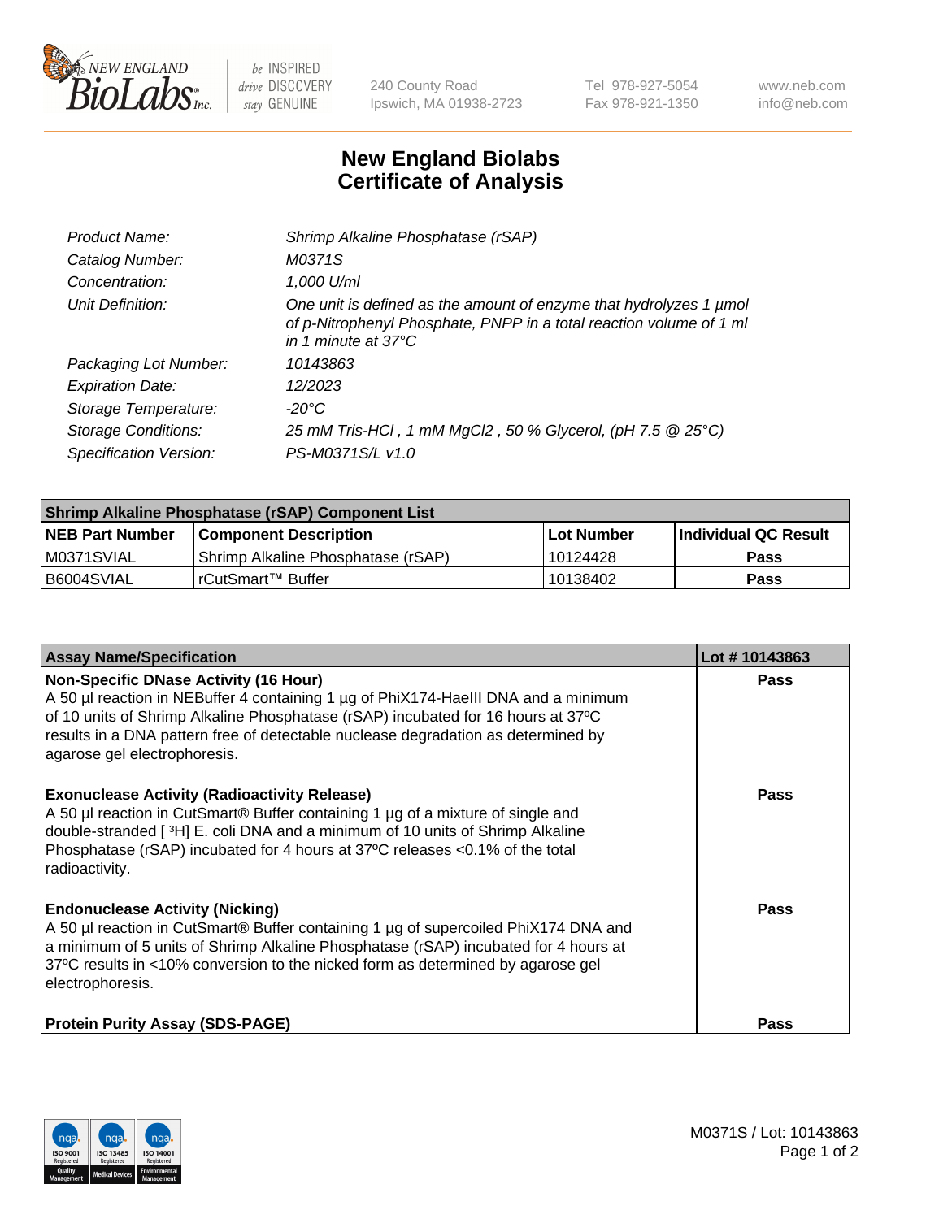# New England Biolabs
# Certificate of Analysis

| | |
|---|---|
| *Product Name:* | *Shrimp Alkaline Phosphatase (rSAP)* |
| *Catalog Number:* | *M0371S* |
| *Concentration:* | *1,000 U/ml* |
| *Unit Definition:* | *One unit is defined as the amount of enzyme that hydrolyzes 1 µmol of p-Nitrophenyl Phosphate, PNPP in a total reaction volume of 1 ml in 1 minute at 37°C* |
| *Packaging Lot Number:* | *10143863* |
| *Expiration Date:* | *12/2023* |
| *Storage Temperature:* | *-20°C* |
| *Storage Conditions:* | *25 mM Tris-HCl , 1 mM $MgCl_2$ , 50 % Glycerol, (pH 7.5 @ 25°C)* |
| *Specification Version:* | *PS-M0371S/L v1.0* |

| Shrimp Alkaline Phosphatase (rSAP) Component List | | | |
|---|---|---|---|
| **NEB Part Number** | **Component Description** | **Lot Number** | **Individual QC Result** |
| M0371SVIAL | Shrimp Alkaline Phosphatase (rSAP) | 10124428 | **Pass** |
| B6004SVIAL | rCutSmart™ Buffer | 10138402 | **Pass** |

| Assay Name/Specification | Lot # 10143863 |
|---|---|
| **Non-Specific DNase Activity (16 Hour)**<br>A 50 µl reaction in NEBuffer 4 containing 1 µg of PhiX174-HaeIII DNA and a minimum of 10 units of Shrimp Alkaline Phosphatase (rSAP) incubated for 16 hours at 37ºC results in a DNA pattern free of detectable nuclease degradation as determined by agarose gel electrophoresis. | **Pass** |
| **Exonuclease Activity (Radioactivity Release)**<br>A 50 µl reaction in CutSmart® Buffer containing 1 µg of a mixture of single and double-stranded [ $^3$H] E. coli DNA and a minimum of 10 units of Shrimp Alkaline Phosphatase (rSAP) incubated for 4 hours at 37ºC releases <0.1% of the total radioactivity. | **Pass** |
| **Endonuclease Activity (Nicking)**<br>A 50 µl reaction in CutSmart® Buffer containing 1 µg of supercoiled PhiX174 DNA and a minimum of 5 units of Shrimp Alkaline Phosphatase (rSAP) incubated for 4 hours at 37ºC results in <10% conversion to the nicked form as determined by agarose gel electrophoresis. | **Pass** |
| **Protein Purity Assay (SDS-PAGE)** | **Pass** |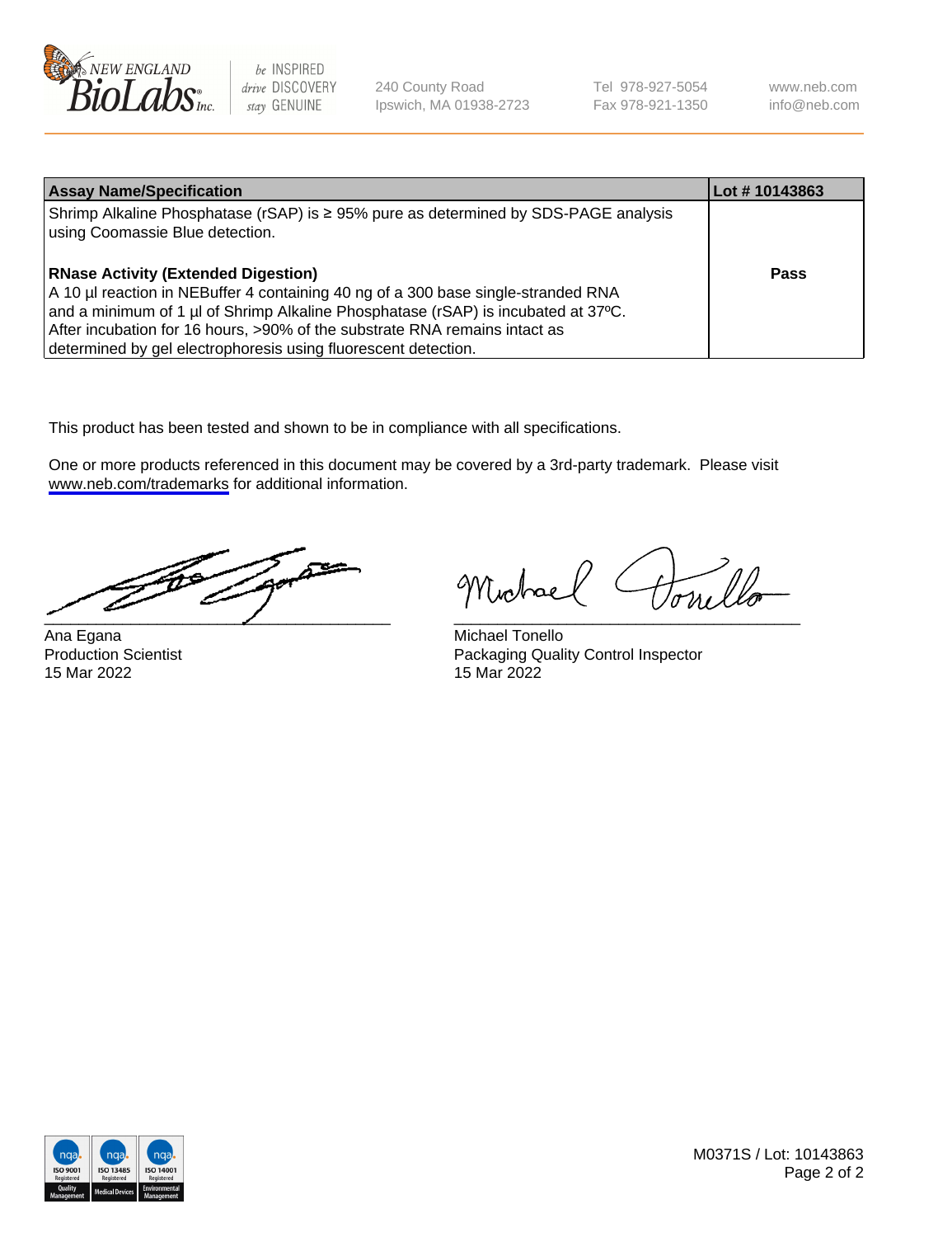240 County Road
Ipswich, MA 01938-2723

Tel 978-927-5054
Fax 978-921-1350

www.neb.com
info@neb.com

| Assay Name/Specification | Lot # 10143863 |
| --- | --- |
| Shrimp Alkaline Phosphatase (rSAP) is ≥ 95% pure as determined by SDS-PAGE analysis using Coomassie Blue detection. | |
| **RNase Activity (Extended Digestion)**<br>A 10 µl reaction in NEBuffer 4 containing 40 ng of a 300 base single-stranded RNA and a minimum of 1 µl of Shrimp Alkaline Phosphatase (rSAP) is incubated at 37ºC. After incubation for 16 hours, >90% of the substrate RNA remains intact as determined by gel electrophoresis using fluorescent detection. | **Pass** |

This product has been tested and shown to be in compliance with all specifications.

One or more products referenced in this document may be covered by a 3rd-party trademark. Please visit www.neb.com/trademarks for additional information.

Ana Egana
Production Scientist
15 Mar 2022

Michael Tonello
Packaging Quality Control Inspector
15 Mar 2022

M0371S / Lot: 10143863